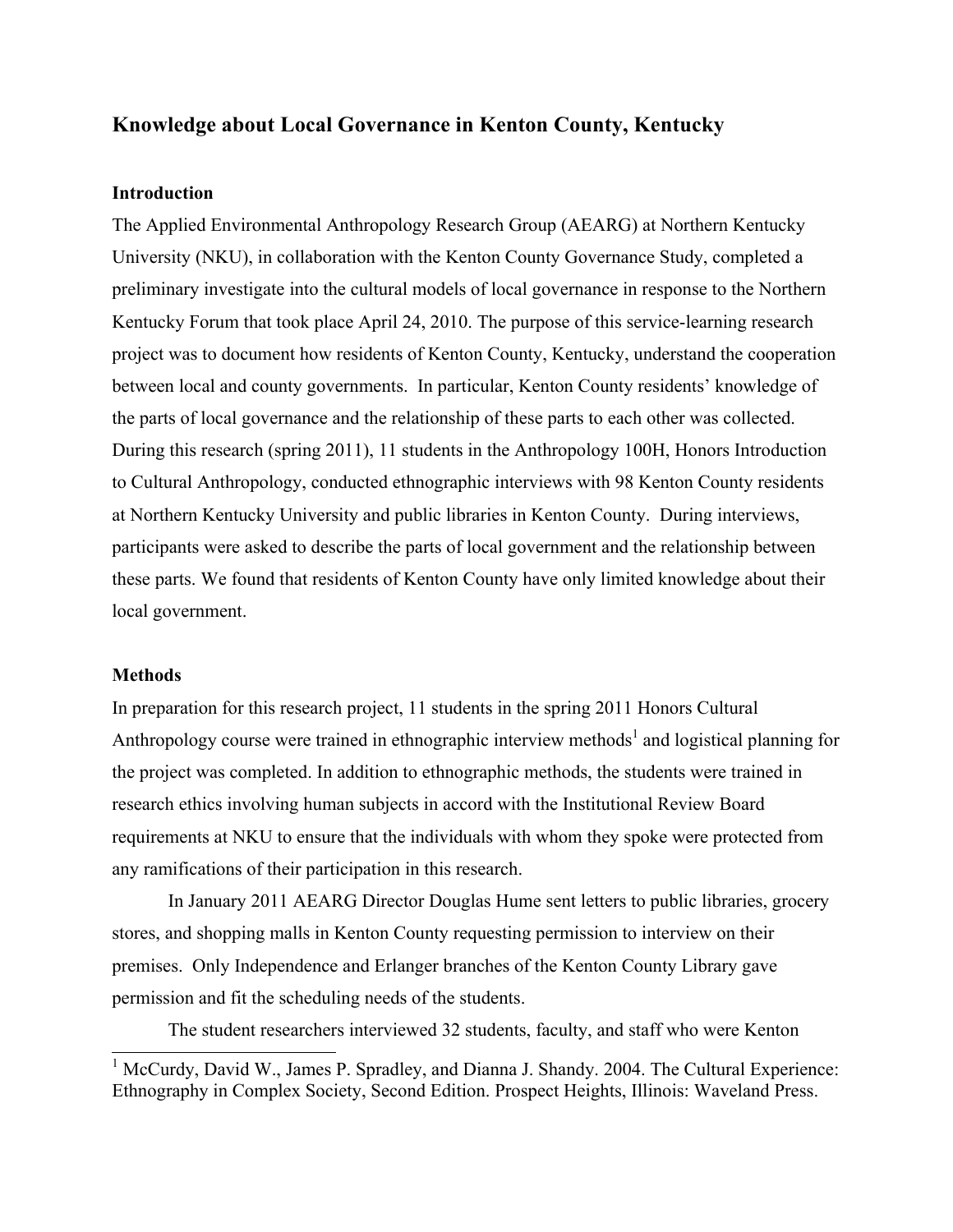## Knowledge about Local Governance in Kenton County, Kentucky

### Introduction

The Applied Environmental Anthropology Research Group (AEARG) at Northern Kentucky University (NKU), in collaboration with the Kenton County Governance Study, completed a preliminary investigate into the cultural models of local governance in response to the Northern Kentucky Forum that took place April 24, 2010. The purpose of this service-learning research project was to document how residents of Kenton County, Kentucky, understand the cooperation between local and county governments. In particular, Kenton County residents' knowledge of the parts of local governance and the relationship of these parts to each other was collected. During this research (spring 2011), 11 students in the Anthropology 100H, Honors Introduction to Cultural Anthropology, conducted ethnographic interviews with 98 Kenton County residents at Northern Kentucky University and public libraries in Kenton County. During interviews, participants were asked to describe the parts of local government and the relationship between these parts. We found that residents of Kenton County have only limited knowledge about their local government.

### Methods

In preparation for this research project, 11 students in the spring 2011 Honors Cultural Anthropology course were trained in ethnographic interview methods[1] and logistical planning for the project was completed. In addition to ethnographic methods, the students were trained in research ethics involving human subjects in accord with the Institutional Review Board requirements at NKU to ensure that the individuals with whom they spoke were protected from any ramifications of their participation in this research.

In January 2011 AEARG Director Douglas Hume sent letters to public libraries, grocery stores, and shopping malls in Kenton County requesting permission to interview on their premises. Only Independence and Erlanger branches of the Kenton County Library gave permission and fit the scheduling needs of the students.

The student researchers interviewed 32 students, faculty, and staff who were Kenton

[1] McCurdy, David W., James P. Spradley, and Dianna J. Shandy. 2004. The Cultural Experience: Ethnography in Complex Society, Second Edition. Prospect Heights, Illinois: Waveland Press.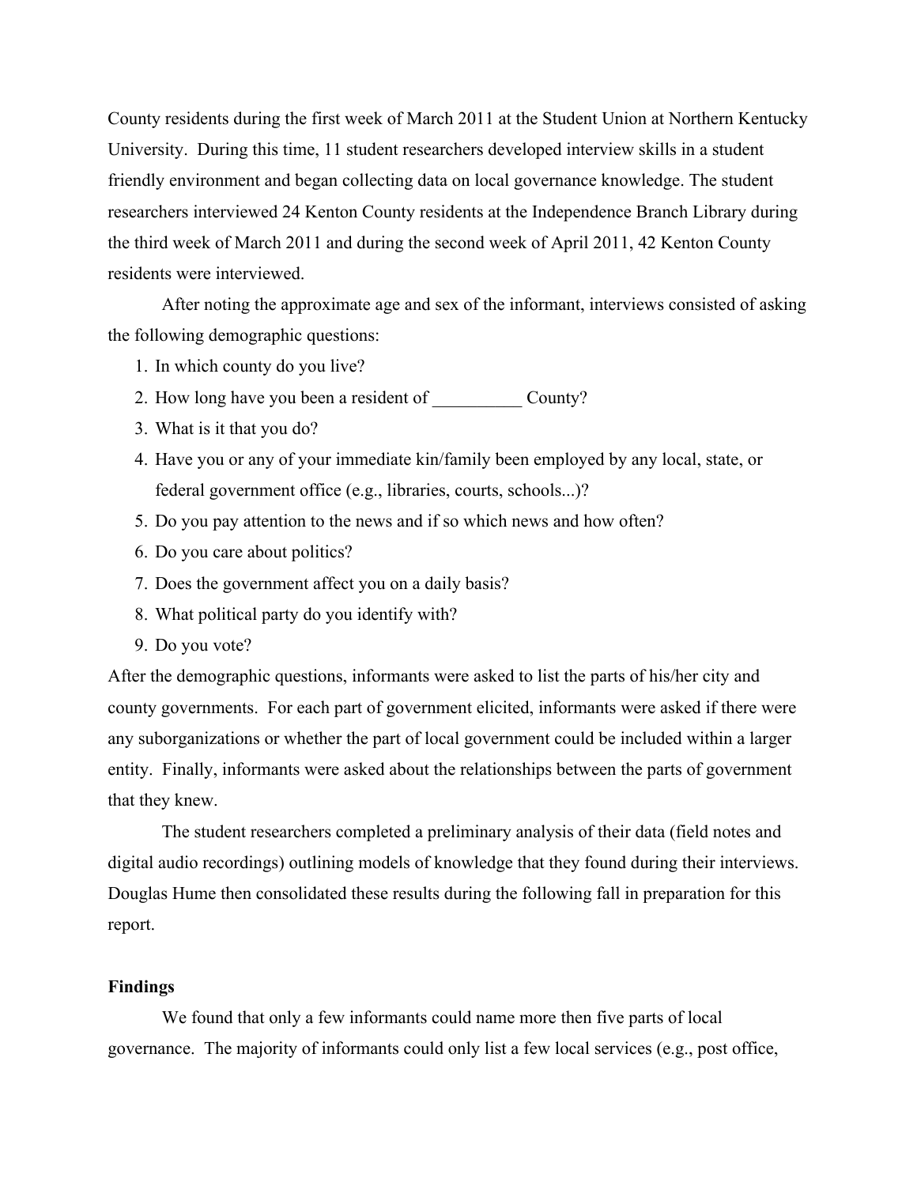County residents during the first week of March 2011 at the Student Union at Northern Kentucky University. During this time, 11 student researchers developed interview skills in a student friendly environment and began collecting data on local governance knowledge. The student researchers interviewed 24 Kenton County residents at the Independence Branch Library during the third week of March 2011 and during the second week of April 2011, 42 Kenton County residents were interviewed.

After noting the approximate age and sex of the informant, interviews consisted of asking the following demographic questions:

1. In which county do you live?
2. How long have you been a resident of __________ County?
3. What is it that you do?
4. Have you or any of your immediate kin/family been employed by any local, state, or federal government office (e.g., libraries, courts, schools...)?
5. Do you pay attention to the news and if so which news and how often?
6. Do you care about politics?
7. Does the government affect you on a daily basis?
8. What political party do you identify with?
9. Do you vote?

After the demographic questions, informants were asked to list the parts of his/her city and county governments. For each part of government elicited, informants were asked if there were any suborganizations or whether the part of local government could be included within a larger entity. Finally, informants were asked about the relationships between the parts of government that they knew.

The student researchers completed a preliminary analysis of their data (field notes and digital audio recordings) outlining models of knowledge that they found during their interviews. Douglas Hume then consolidated these results during the following fall in preparation for this report.

**Findings**

We found that only a few informants could name more then five parts of local governance. The majority of informants could only list a few local services (e.g., post office,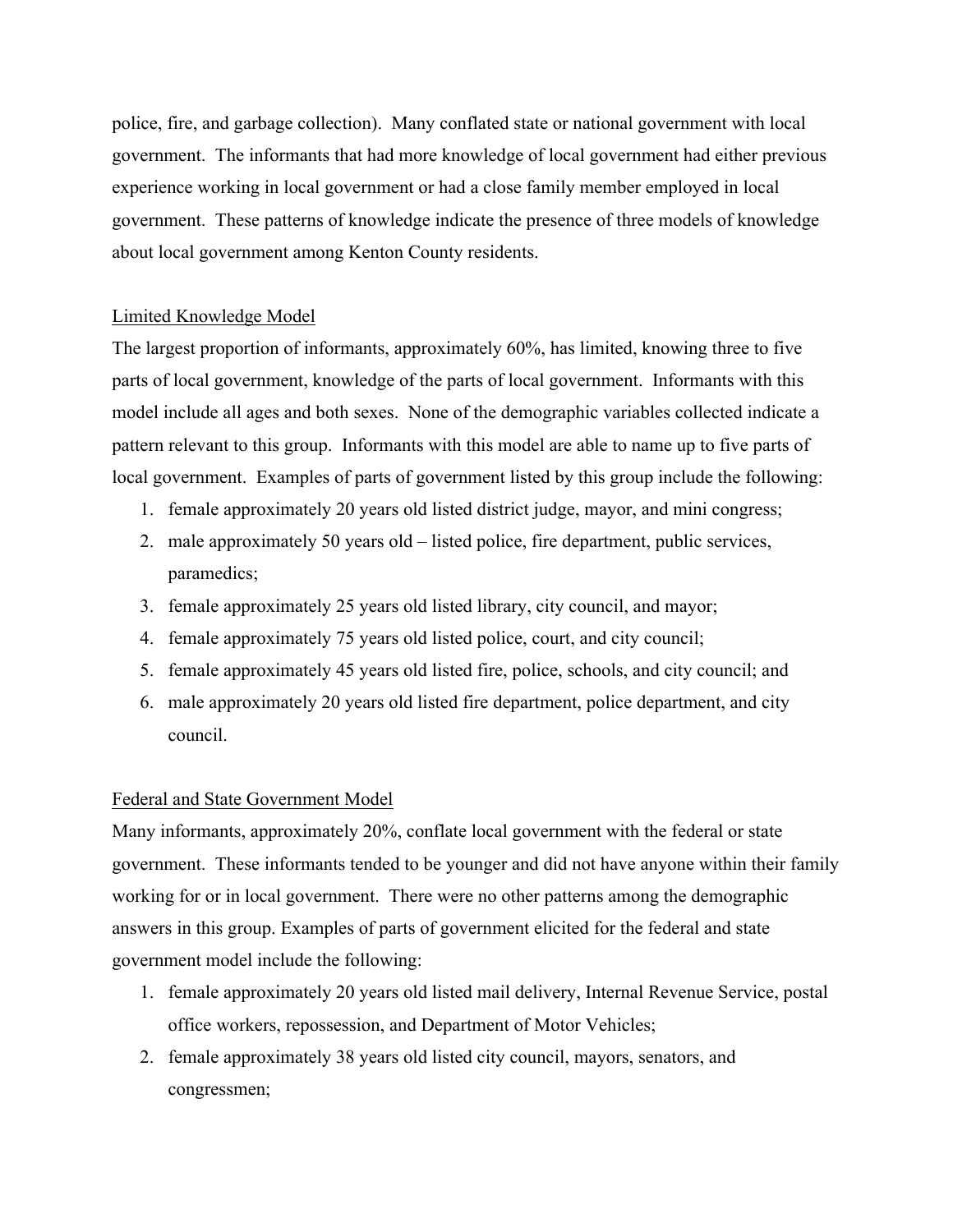police, fire, and garbage collection). Many conflated state or national government with local government. The informants that had more knowledge of local government had either previous experience working in local government or had a close family member employed in local government. These patterns of knowledge indicate the presence of three models of knowledge about local government among Kenton County residents.

<u>Limited Knowledge Model</u>

The largest proportion of informants, approximately 60%, has limited, knowing three to five parts of local government, knowledge of the parts of local government. Informants with this model include all ages and both sexes. None of the demographic variables collected indicate a pattern relevant to this group. Informants with this model are able to name up to five parts of local government. Examples of parts of government listed by this group include the following:

1. female approximately 20 years old listed district judge, mayor, and mini congress;
2. male approximately 50 years old – listed police, fire department, public services, paramedics;
3. female approximately 25 years old listed library, city council, and mayor;
4. female approximately 75 years old listed police, court, and city council;
5. female approximately 45 years old listed fire, police, schools, and city council; and
6. male approximately 20 years old listed fire department, police department, and city council.

<u>Federal and State Government Model</u>

Many informants, approximately 20%, conflate local government with the federal or state government. These informants tended to be younger and did not have anyone within their family working for or in local government. There were no other patterns among the demographic answers in this group. Examples of parts of government elicited for the federal and state government model include the following:

1. female approximately 20 years old listed mail delivery, Internal Revenue Service, postal office workers, repossession, and Department of Motor Vehicles;
2. female approximately 38 years old listed city council, mayors, senators, and congressmen;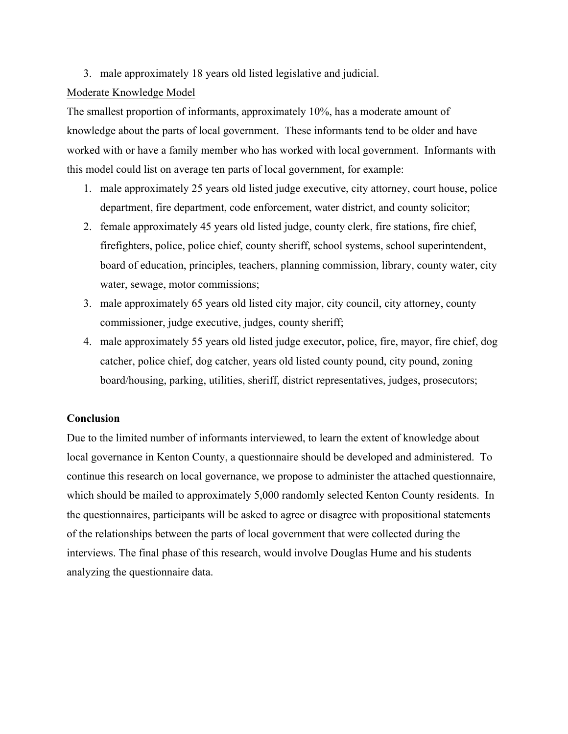3. male approximately 18 years old listed legislative and judicial.

<u>Moderate Knowledge Model</u>

The smallest proportion of informants, approximately 10%, has a moderate amount of knowledge about the parts of local government. These informants tend to be older and have worked with or have a family member who has worked with local government. Informants with this model could list on average ten parts of local government, for example:

1. male approximately 25 years old listed judge executive, city attorney, court house, police department, fire department, code enforcement, water district, and county solicitor;
2. female approximately 45 years old listed judge, county clerk, fire stations, fire chief, firefighters, police, police chief, county sheriff, school systems, school superintendent, board of education, principles, teachers, planning commission, library, county water, city water, sewage, motor commissions;
3. male approximately 65 years old listed city major, city council, city attorney, county commissioner, judge executive, judges, county sheriff;
4. male approximately 55 years old listed judge executor, police, fire, mayor, fire chief, dog catcher, police chief, dog catcher, years old listed county pound, city pound, zoning board/housing, parking, utilities, sheriff, district representatives, judges, prosecutors;

**Conclusion**

Due to the limited number of informants interviewed, to learn the extent of knowledge about local governance in Kenton County, a questionnaire should be developed and administered. To continue this research on local governance, we propose to administer the attached questionnaire, which should be mailed to approximately 5,000 randomly selected Kenton County residents. In the questionnaires, participants will be asked to agree or disagree with propositional statements of the relationships between the parts of local government that were collected during the interviews. The final phase of this research, would involve Douglas Hume and his students analyzing the questionnaire data.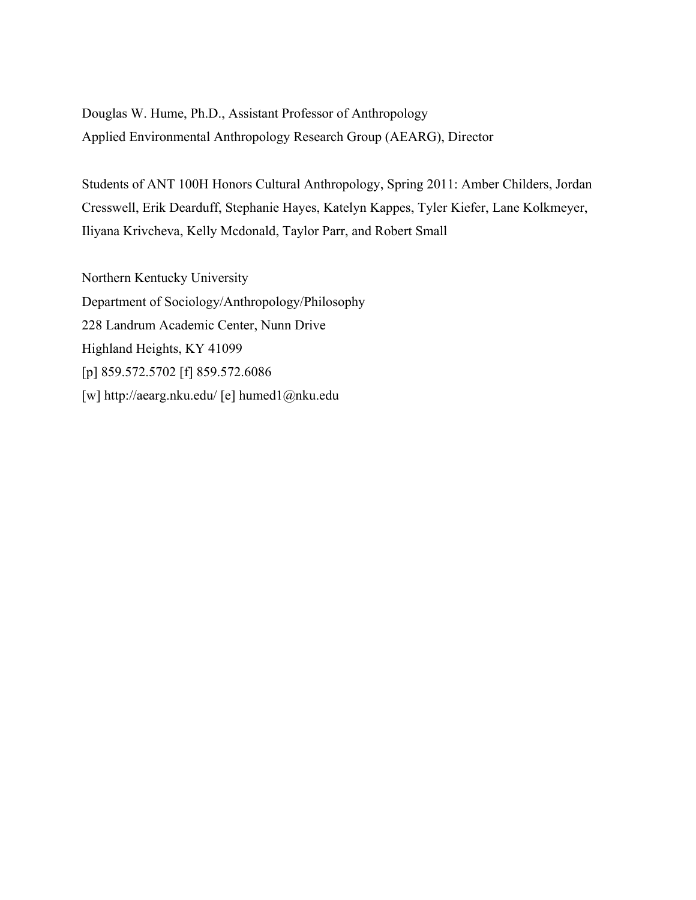Douglas W. Hume, Ph.D., Assistant Professor of Anthropology
Applied Environmental Anthropology Research Group (AEARG), Director

Students of ANT 100H Honors Cultural Anthropology, Spring 2011: Amber Childers, Jordan Cresswell, Erik Dearduff, Stephanie Hayes, Katelyn Kappes, Tyler Kiefer, Lane Kolkmeyer, Iliyana Krivcheva, Kelly Mcdonald, Taylor Parr, and Robert Small

Northern Kentucky University
Department of Sociology/Anthropology/Philosophy
228 Landrum Academic Center, Nunn Drive
Highland Heights, KY 41099
[p] 859.572.5702 [f] 859.572.6086
[w] http://aearg.nku.edu/ [e] humed1@nku.edu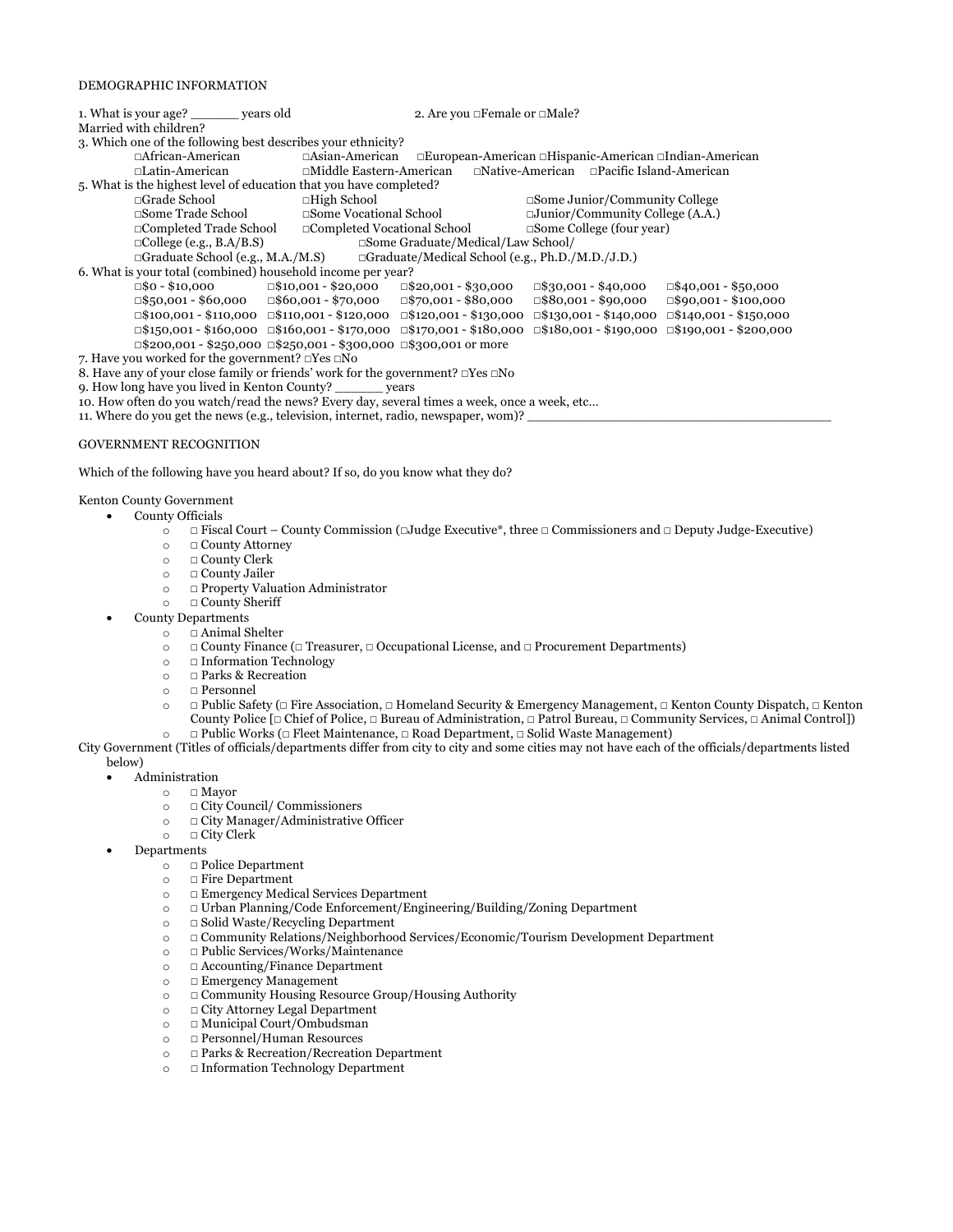DEMOGRAPHIC INFORMATION

1. What is your age? ______ years old 2. Are you □Female or □Male?

Married with children?

3. Which one of the following best describes your ethnicity?

□African-American □Asian-American □European-American □Hispanic-American □Indian-American
□Latin-American □Middle Eastern-American □Native-American □Pacific Island-American

5. What is the highest level of education that you have completed?

□Grade School □High School □Some Junior/Community College
□Some Trade School □Some Vocational School □Junior/Community College (A.A.)
□Completed Trade School □Completed Vocational School □Some College (four year)
□College (e.g., B.A/B.S) □Some Graduate/Medical/Law School/
□Graduate School (e.g., M.A./M.S) □Graduate/Medical School (e.g., Ph.D./M.D./J.D.)

6. What is your total (combined) household income per year?

□$0 - $10,000 □$10,001 - $20,000 □$20,001 - $30,000 □$30,001 - $40,000 □$40,001 - $50,000
□$50,001 - $60,000 □$60,001 - $70,000 □$70,001 - $80,000 □$80,001 - $90,000 □$90,001 - $100,000
□$100,001 - $110,000 □$110,001 - $120,000 □$120,001 - $130,000 □$130,001 - $140,000 □$140,001 - $150,000
□$150,001 - $160,000 □$160,001 - $170,000 □$170,001 - $180,000 □$180,001 - $190,000 □$190,001 - $200,000
□$200,001 - $250,000 □$250,001 - $300,000 □$300,001 or more

7. Have you worked for the government? □Yes □No

8. Have any of your close family or friends' work for the government? □Yes □No

9. How long have you lived in Kenton County? ______ years

10. How often do you watch/read the news? Every day, several times a week, once a week, etc…

11. Where do you get the news (e.g., television, internet, radio, newspaper, wom)? ______________________________________

GOVERNMENT RECOGNITION

Which of the following have you heard about? If so, do you know what they do?

Kenton County Government

- County Officials
  - □ Fiscal Court – County Commission (□Judge Executive*, three □ Commissioners and □ Deputy Judge-Executive)
  - □ County Attorney
  - □ County Clerk
  - □ County Jailer
  - □ Property Valuation Administrator
  - □ County Sheriff
- County Departments
  - □ Animal Shelter
  - □ County Finance (□ Treasurer, □ Occupational License, and □ Procurement Departments)
  - □ Information Technology
  - □ Parks & Recreation
  - □ Personnel
  - □ Public Safety (□ Fire Association, □ Homeland Security & Emergency Management, □ Kenton County Dispatch, □ Kenton County Police [□ Chief of Police, □ Bureau of Administration, □ Patrol Bureau, □ Community Services, □ Animal Control])
  - □ Public Works (□ Fleet Maintenance, □ Road Department, □ Solid Waste Management)

City Government (Titles of officials/departments differ from city to city and some cities may not have each of the officials/departments listed below)

- Administration
  - □ Mayor
  - □ City Council/ Commissioners
  - □ City Manager/Administrative Officer
  - □ City Clerk
- Departments
  - □ Police Department
  - □ Fire Department
  - □ Emergency Medical Services Department
  - □ Urban Planning/Code Enforcement/Engineering/Building/Zoning Department
  - □ Solid Waste/Recycling Department
  - □ Community Relations/Neighborhood Services/Economic/Tourism Development Department
  - □ Public Services/Works/Maintenance
  - □ Accounting/Finance Department
  - □ Emergency Management
  - □ Community Housing Resource Group/Housing Authority
  - □ City Attorney Legal Department
  - □ Municipal Court/Ombudsman
  - □ Personnel/Human Resources
  - □ Parks & Recreation/Recreation Department
  - □ Information Technology Department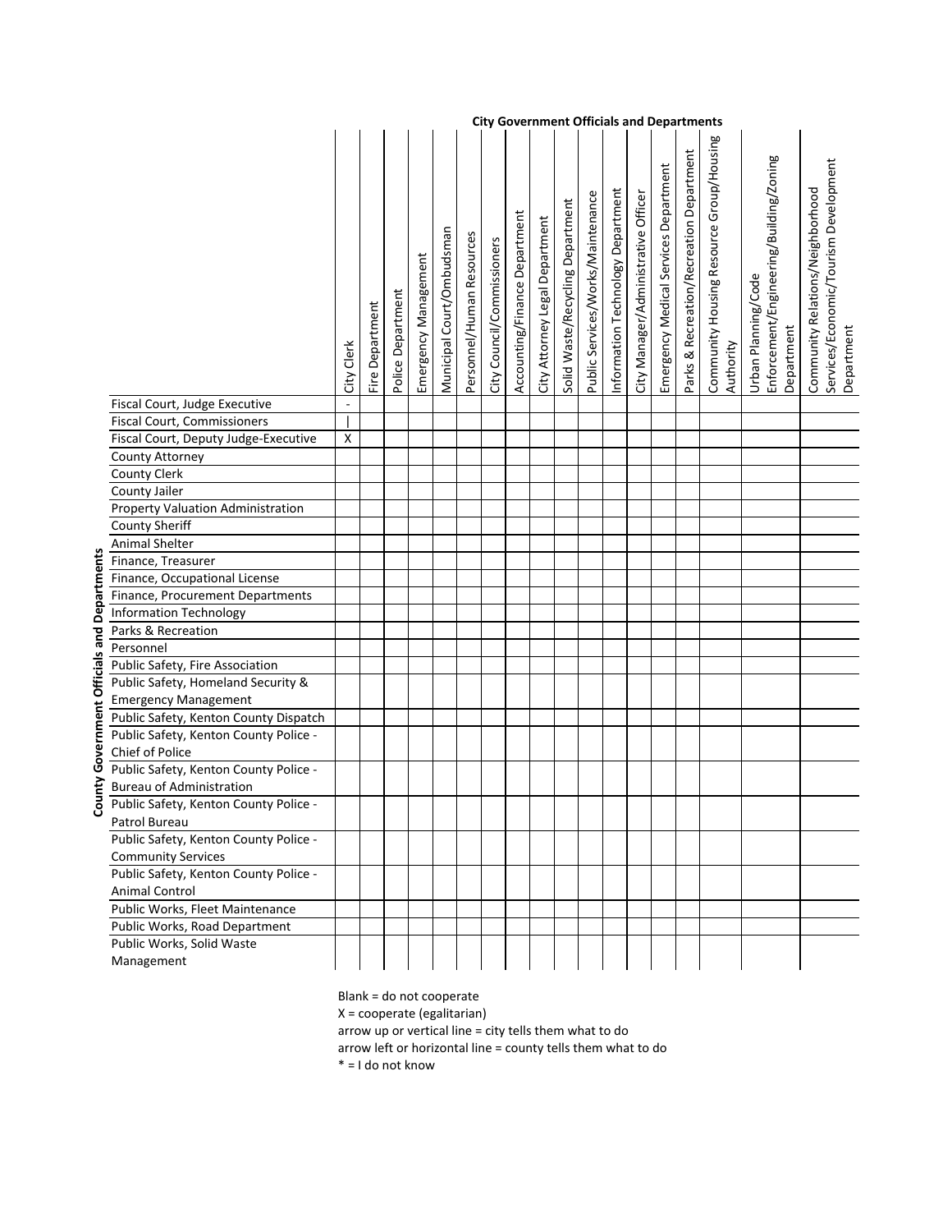| County Government Officials and Departments | City Clerk | Fire Department | Police Department | Emergency Management | Municipal Court/Ombudsman | Personnel/Human Resources | City Council/Commissioners | Accounting/Finance Department | City Attorney Legal Department | Solid Waste/Recycling Department | Public Services/Works/Maintenance | Information Technology Department | City Manager/Administrative Officer | Emergency Medical Services Department | Parks & Recreation/Recreation Department | Community Housing Resource Group/Housing Authority | Urban Planning/Code Enforcement/Engineering/Building/Zoning Department | Community Relations/Neighborhood Services/Economic/Tourism Development Department |
|---|---|---|---|---|---|---|---|---|---|---|---|---|---|---|---|---|---|---|
| Fiscal Court, Judge Executive | - | | | | | | | | | | | | | | | | | |
| Fiscal Court, Commissioners | \| | | | | | | | | | | | | | | | | | |
| Fiscal Court, Deputy Judge-Executive | X | | | | | | | | | | | | | | | | | |
| County Attorney | | | | | | | | | | | | | | | | | | |
| County Clerk | | | | | | | | | | | | | | | | | | |
| County Jailer | | | | | | | | | | | | | | | | | | |
| Property Valuation Administration | | | | | | | | | | | | | | | | | | |
| County Sheriff | | | | | | | | | | | | | | | | | | |
| Animal Shelter | | | | | | | | | | | | | | | | | | |
| Finance, Treasurer | | | | | | | | | | | | | | | | | | |
| Finance, Occupational License | | | | | | | | | | | | | | | | | | |
| Finance, Procurement Departments | | | | | | | | | | | | | | | | | | |
| Information Technology | | | | | | | | | | | | | | | | | | |
| Parks & Recreation | | | | | | | | | | | | | | | | | | |
| Personnel | | | | | | | | | | | | | | | | | | |
| Public Safety, Fire Association | | | | | | | | | | | | | | | | | | |
| Public Safety, Homeland Security & Emergency Management | | | | | | | | | | | | | | | | | | |
| Public Safety, Kenton County Dispatch | | | | | | | | | | | | | | | | | | |
| Public Safety, Kenton County Police - Chief of Police | | | | | | | | | | | | | | | | | | |
| Public Safety, Kenton County Police - Bureau of Administration | | | | | | | | | | | | | | | | | | |
| Public Safety, Kenton County Police - Patrol Bureau | | | | | | | | | | | | | | | | | | |
| Public Safety, Kenton County Police - Community Services | | | | | | | | | | | | | | | | | | |
| Public Safety, Kenton County Police - Animal Control | | | | | | | | | | | | | | | | | | |
| Public Works, Fleet Maintenance | | | | | | | | | | | | | | | | | | |
| Public Works, Road Department | | | | | | | | | | | | | | | | | | |
| Public Works, Solid Waste Management | | | | | | | | | | | | | | | | | | |

City Government Officials and Departments

Blank = do not cooperate
X = cooperate (egalitarian)
arrow up or vertical line = city tells them what to do
arrow left or horizontal line = county tells them what to do
* = I do not know